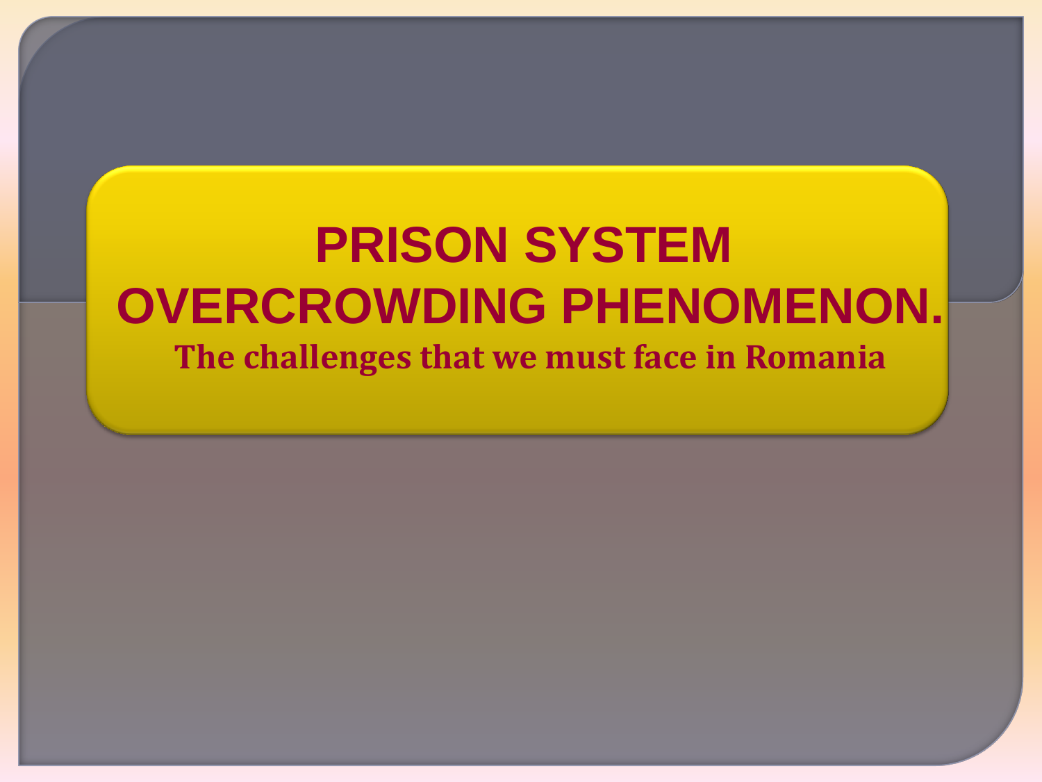# PRISON SYSTEM OVERCROWDING PHENOMENON.

**The challenges that we must face in Romania**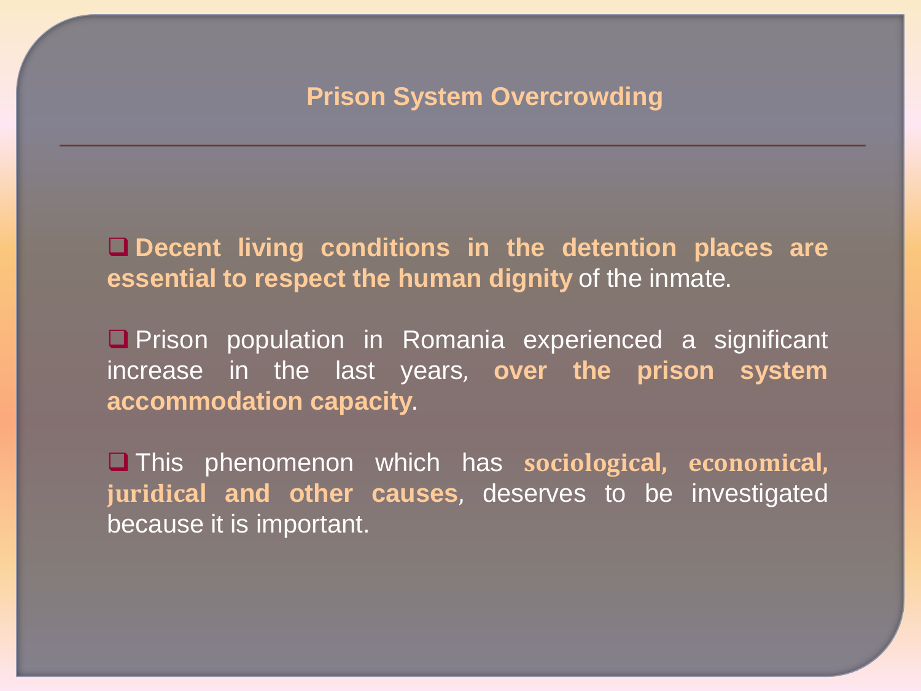## Prison System Overcrowding

- **Decent living conditions in the detention places are essential to respect the human dignity** of the inmate.
- Prison population in Romania experienced a significant increase in the last years, **over the prison system accommodation capacity**.
- This phenomenon which has **sociological, economical, juridical and other causes**, deserves to be investigated because it is important.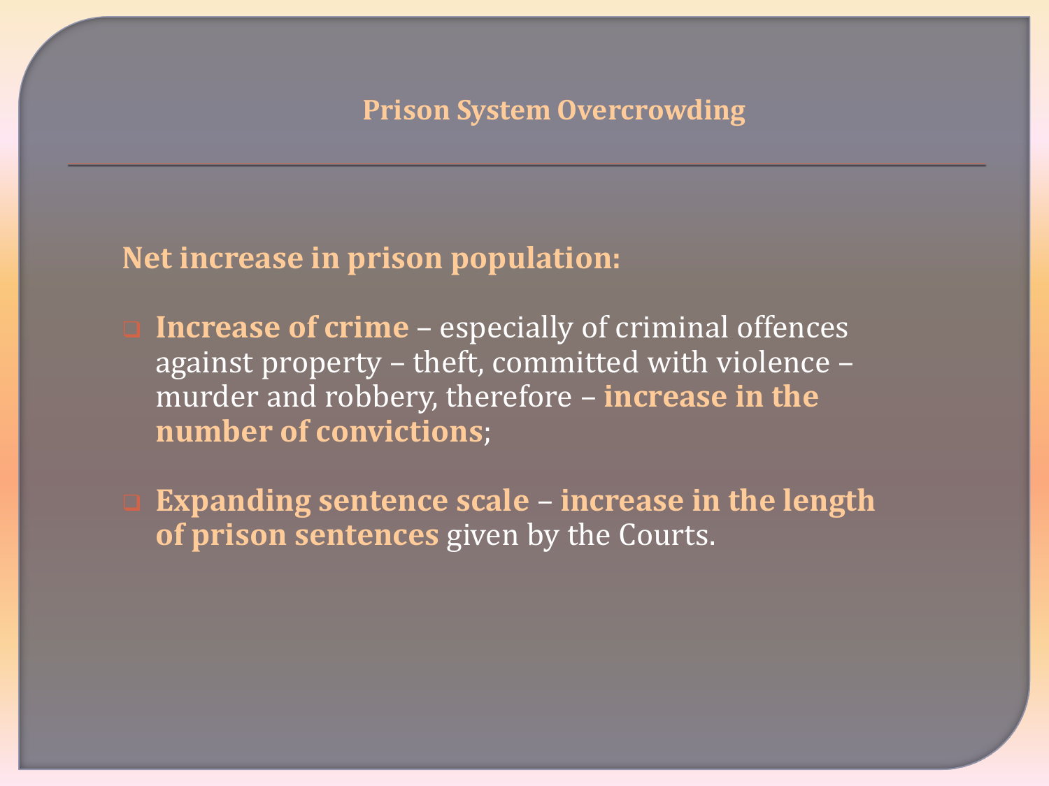# Prison System Overcrowding

**Net increase in prison population:**

- **Increase of crime** – especially of criminal offences against property – theft, committed with violence – murder and robbery, therefore – **increase in the number of convictions**;

- **Expanding sentence scale** – **increase in the length of prison sentences** given by the Courts.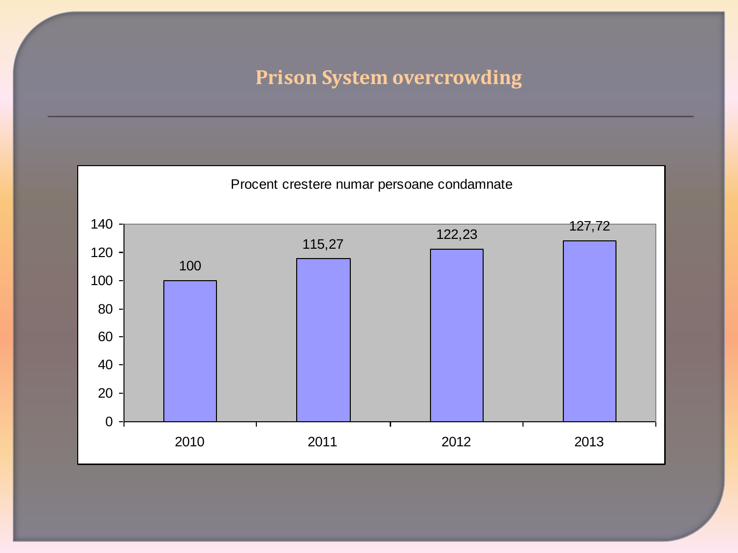# Prison System overcrowding

Procent crestere numar persoane condamnate

| Year | Value |
| --- | --- |
| 2010 | 100 |
| 2011 | 115,27 |
| 2012 | 122,23 |
| 2013 | 127,72 |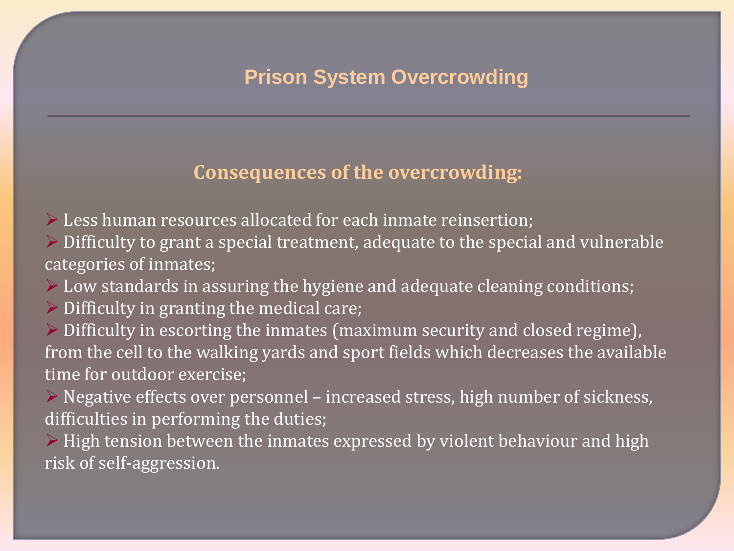# Prison System Overcrowding

## Consequences of the overcrowding:

- Less human resources allocated for each inmate reinsertion;
- Difficulty to grant a special treatment, adequate to the special and vulnerable categories of inmates;
- Low standards in assuring the hygiene and adequate cleaning conditions;
- Difficulty in granting the medical care;
- Difficulty in escorting the inmates (maximum security and closed regime), from the cell to the walking yards and sport fields which decreases the available time for outdoor exercise;
- Negative effects over personnel – increased stress, high number of sickness, difficulties in performing the duties;
- High tension between the inmates expressed by violent behaviour and high risk of self-aggression.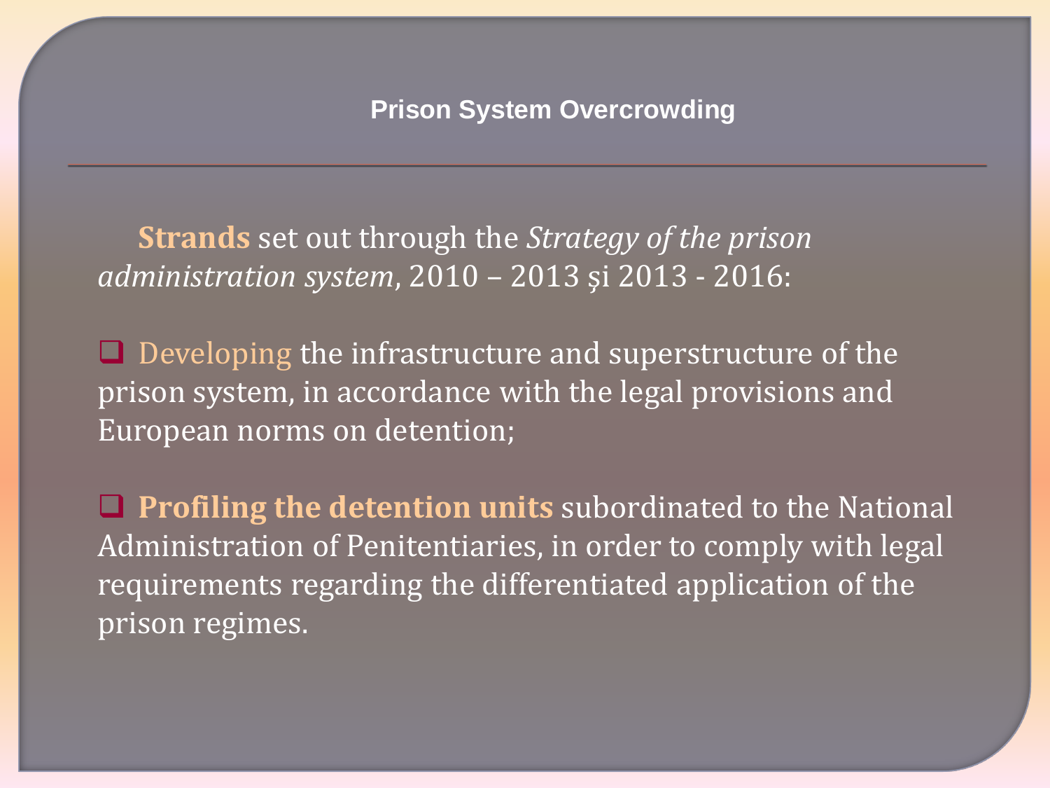# Prison System Overcrowding

**Strands** set out through the *Strategy of the prison administration system*, 2010 – 2013 și 2013 - 2016:

- Developing the infrastructure and superstructure of the prison system, in accordance with the legal provisions and European norms on detention;

- **Profiling the detention units** subordinated to the National Administration of Penitentiaries, in order to comply with legal requirements regarding the differentiated application of the prison regimes.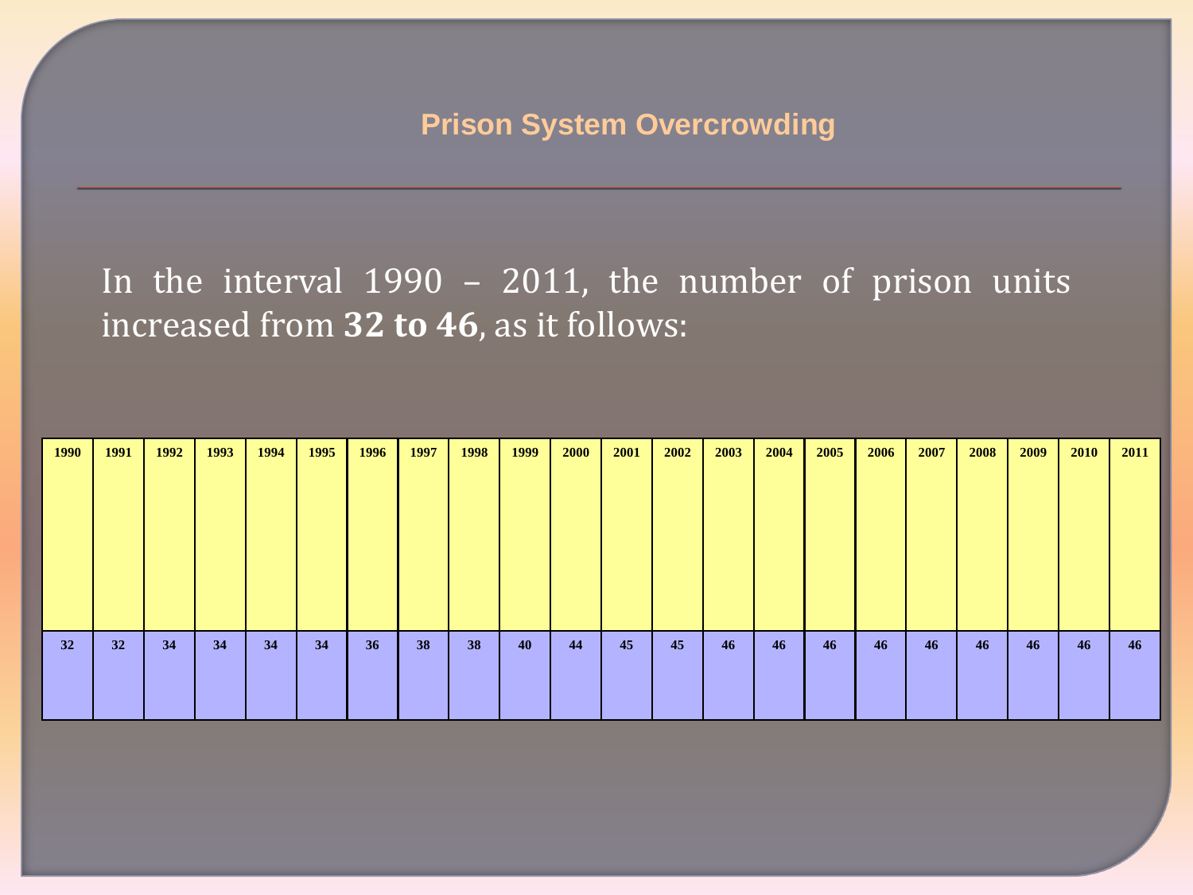## Prison System Overcrowding

In the interval 1990 – 2011, the number of prison units increased from **32 to 46**, as it follows:

| 1990 | 1991 | 1992 | 1993 | 1994 | 1995 | 1996 | 1997 | 1998 | 1999 | 2000 | 2001 | 2002 | 2003 | 2004 | 2005 | 2006 | 2007 | 2008 | 2009 | 2010 | 2011 |
|---|---|---|---|---|---|---|---|---|---|---|---|---|---|---|---|---|---|---|---|---|---|
| 32 | 32 | 34 | 34 | 34 | 34 | 36 | 38 | 38 | 40 | 44 | 45 | 45 | 46 | 46 | 46 | 46 | 46 | 46 | 46 | 46 | 46 |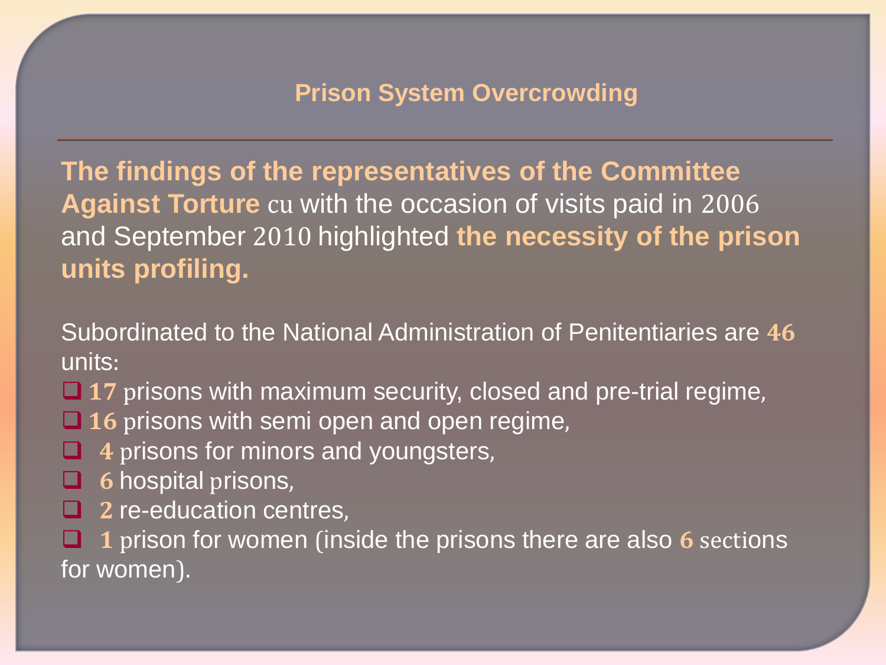## Prison System Overcrowding

**The findings of the representatives of the Committee Against Torture** cu with the occasion of visits paid in 2006 and September 2010 highlighted **the necessity of the prison units profiling.**

Subordinated to the National Administration of Penitentiaries are **46** units:

- **17** prisons with maximum security, closed and pre-trial regime,
- **16** prisons with semi open and open regime,
- **4** prisons for minors and youngsters,
- **6** hospital prisons,
- **2** re-education centres,
- **1** prison for women (inside the prisons there are also **6** sections for women).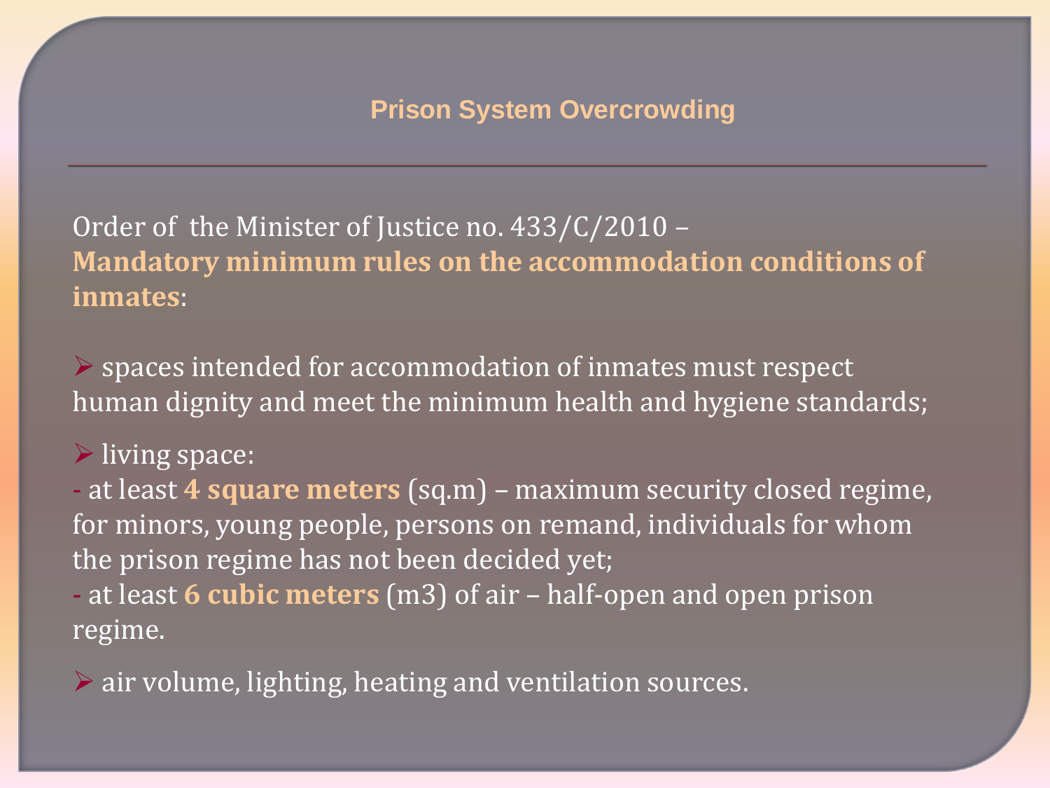## Prison System Overcrowding

Order of the Minister of Justice no. 433/C/2010 – **Mandatory minimum rules on the accommodation conditions of inmates**:

- spaces intended for accommodation of inmates must respect human dignity and meet the minimum health and hygiene standards;
- living space:
  - at least **4 square meters** (sq.m) – maximum security closed regime, for minors, young people, persons on remand, individuals for whom the prison regime has not been decided yet;
  - at least **6 cubic meters** (m3) of air – half-open and open prison regime.
- air volume, lighting, heating and ventilation sources.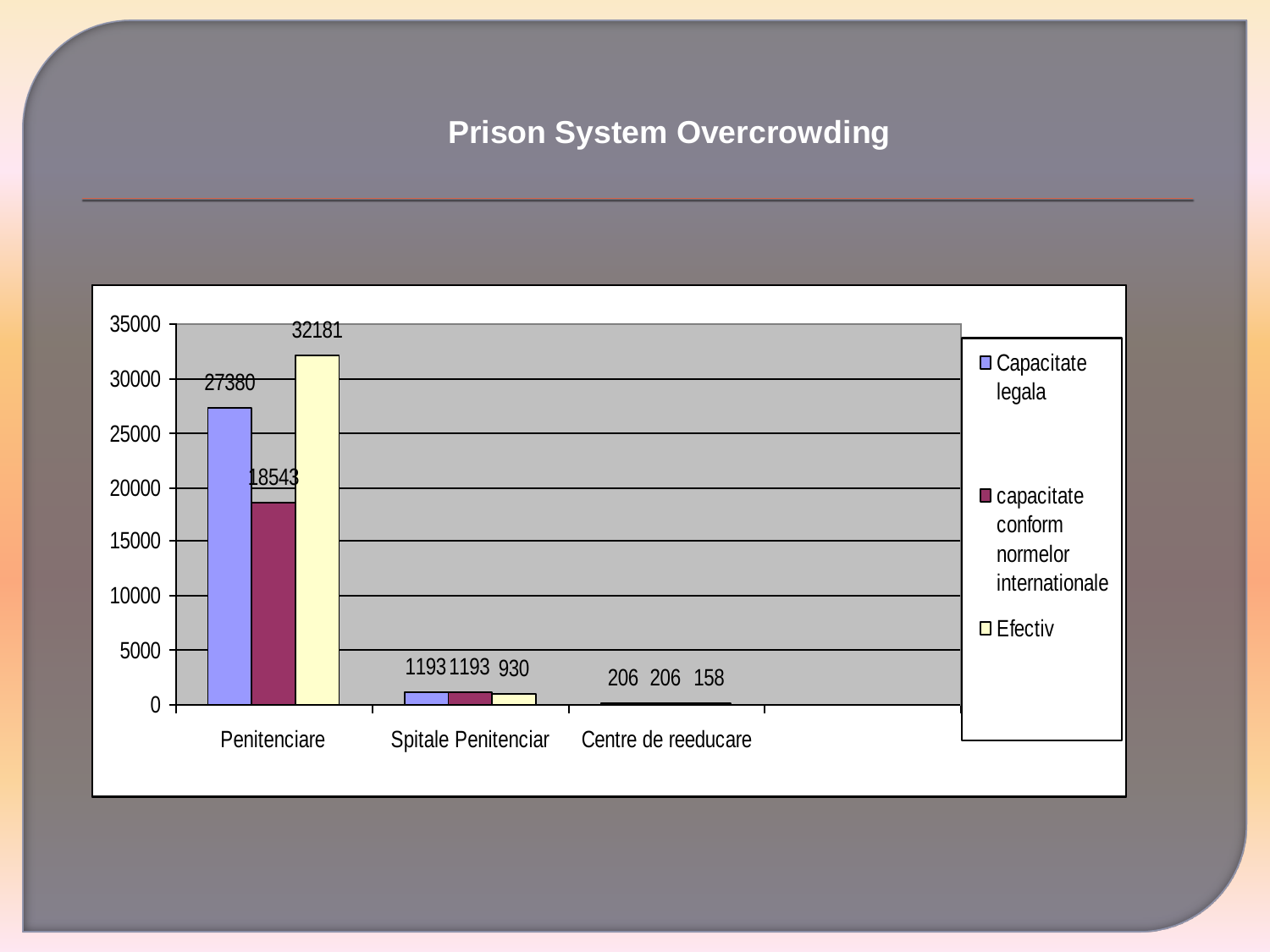# Prison System Overcrowding

| | Capacitate legala | capacitate conform normelor internationale | Efectiv |
|---|---|---|---|
| Penitenciare | 27380 | 18543 | 32181 |
| Spitale Penitenciar | 1193 | 1193 | 930 |
| Centre de reeducare | 206 | 206 | 158 |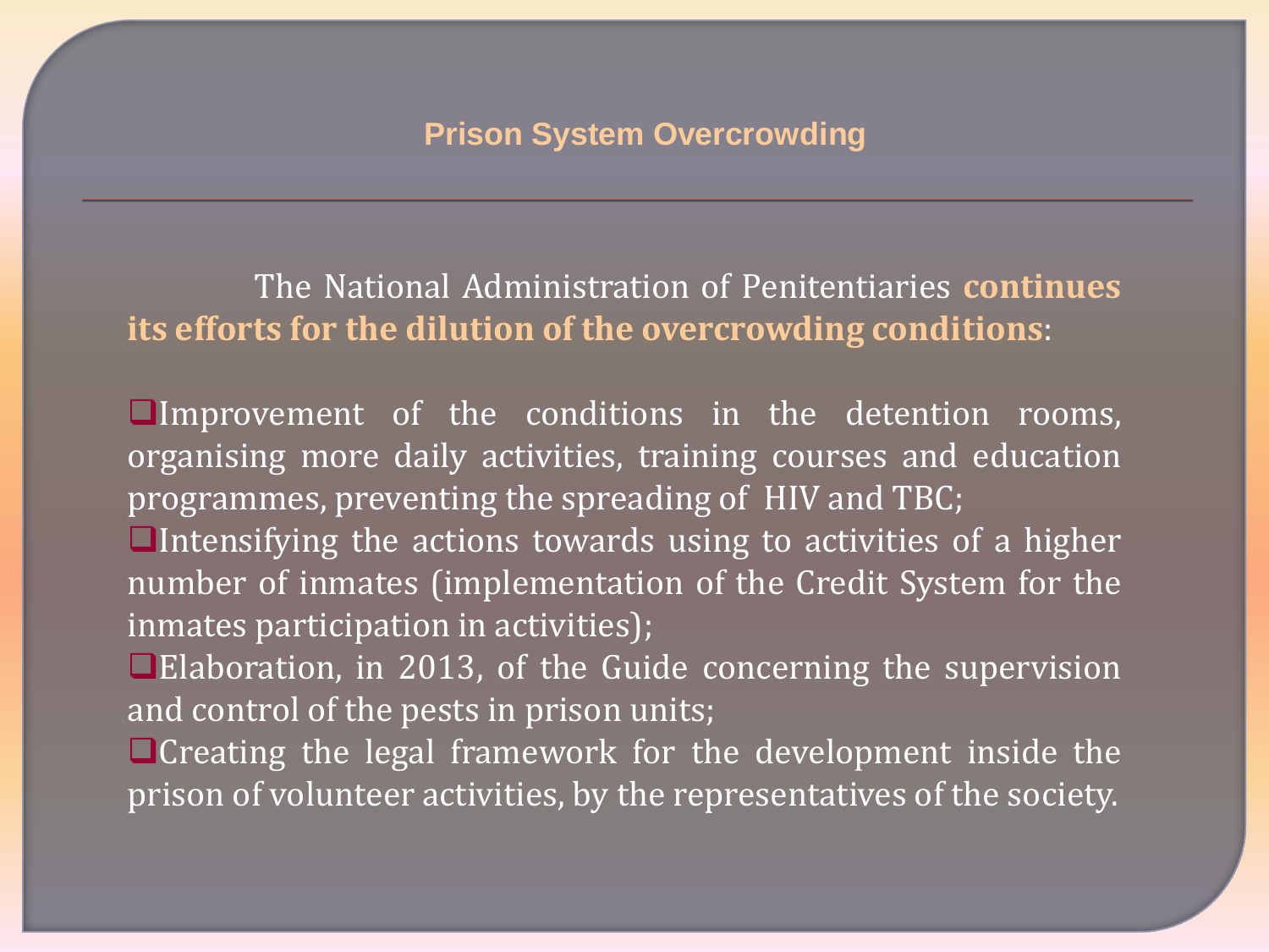# Prison System Overcrowding

The National Administration of Penitentiaries **continues its efforts for the dilution of the overcrowding conditions**:

- Improvement of the conditions in the detention rooms, organising more daily activities, training courses and education programmes, preventing the spreading of HIV and TBC;
- Intensifying the actions towards using to activities of a higher number of inmates (implementation of the Credit System for the inmates participation in activities);
- Elaboration, in 2013, of the Guide concerning the supervision and control of the pests in prison units;
- Creating the legal framework for the development inside the prison of volunteer activities, by the representatives of the society.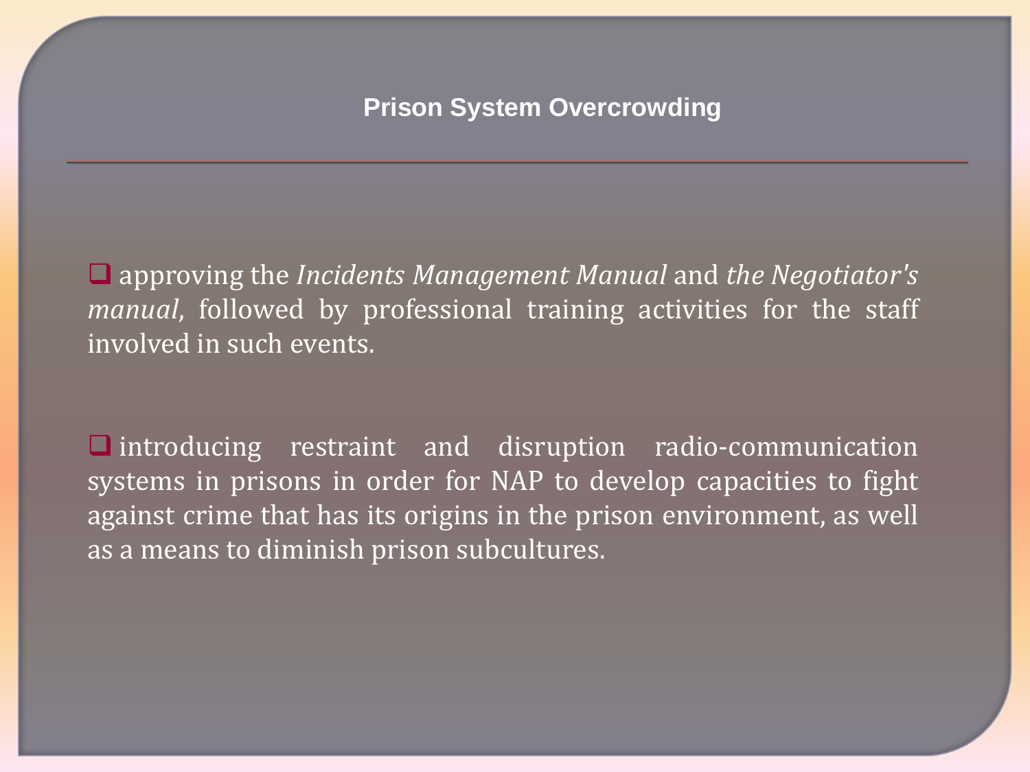## Prison System Overcrowding

- approving the *Incidents Management Manual* and *the Negotiator's manual*, followed by professional training activities for the staff involved in such events.

- introducing restraint and disruption radio-communication systems in prisons in order for NAP to develop capacities to fight against crime that has its origins in the prison environment, as well as a means to diminish prison subcultures.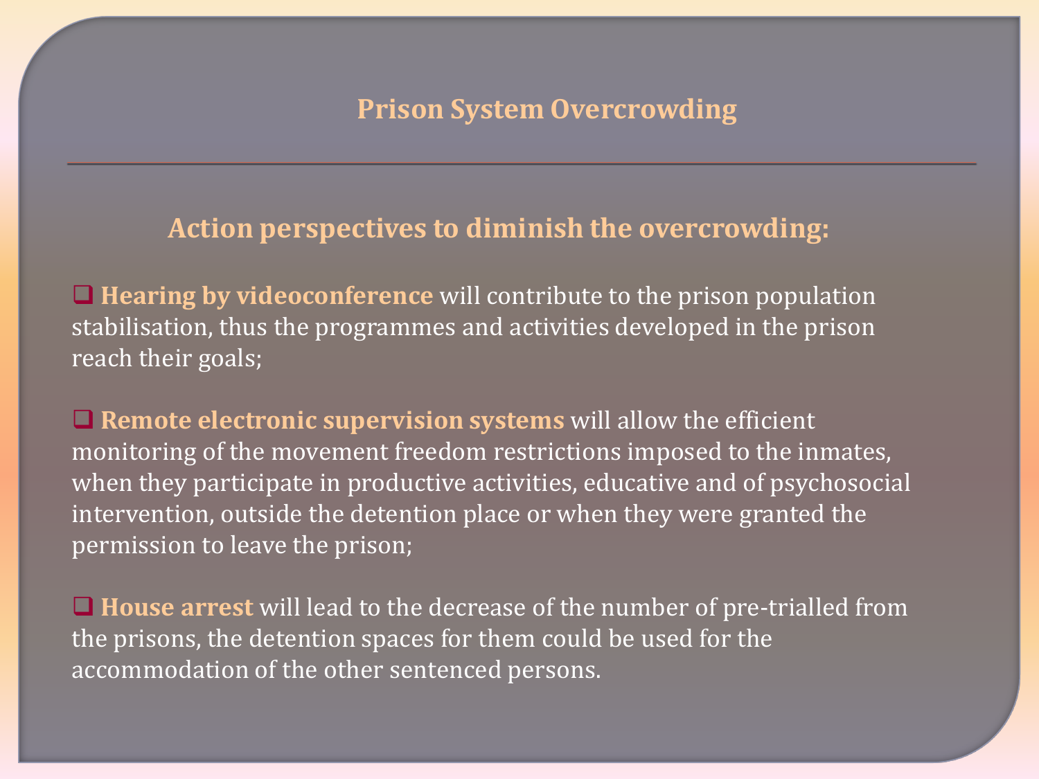# Prison System Overcrowding

## Action perspectives to diminish the overcrowding:

- **Hearing by videoconference** will contribute to the prison population stabilisation, thus the programmes and activities developed in the prison reach their goals;

- **Remote electronic supervision systems** will allow the efficient monitoring of the movement freedom restrictions imposed to the inmates, when they participate in productive activities, educative and of psychosocial intervention, outside the detention place or when they were granted the permission to leave the prison;

- **House arrest** will lead to the decrease of the number of pre-trialled from the prisons, the detention spaces for them could be used for the accommodation of the other sentenced persons.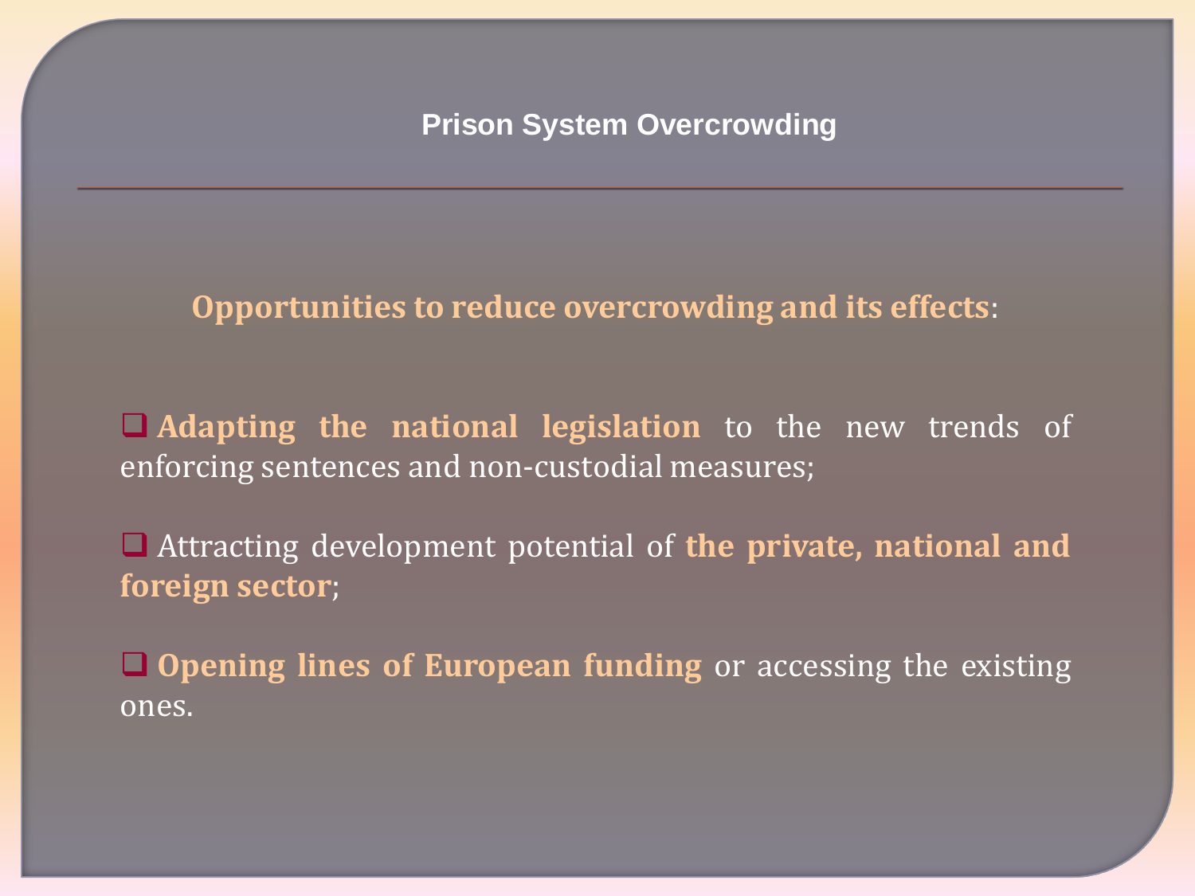# Prison System Overcrowding

**Opportunities to reduce overcrowding and its effects**:

- **Adapting the national legislation** to the new trends of enforcing sentences and non-custodial measures;
- Attracting development potential of **the private, national and foreign sector**;
- **Opening lines of European funding** or accessing the existing ones.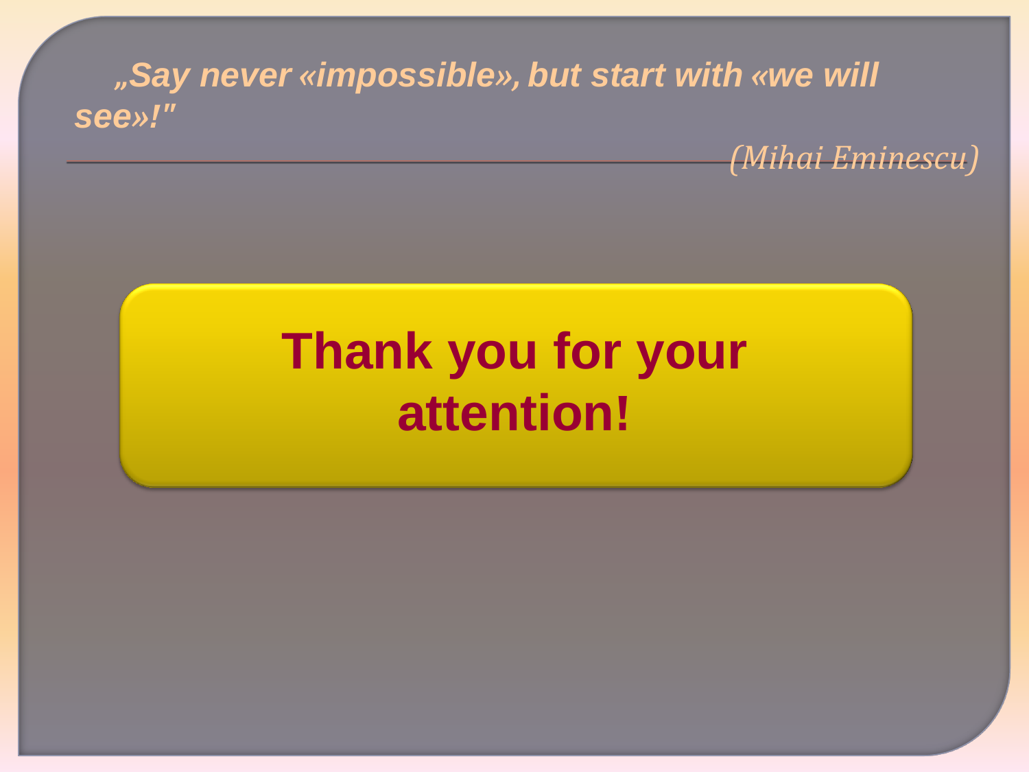*„Say never «impossible», but start with «we will see»!"*

*(Mihai Eminescu)*

# Thank you for your attention!